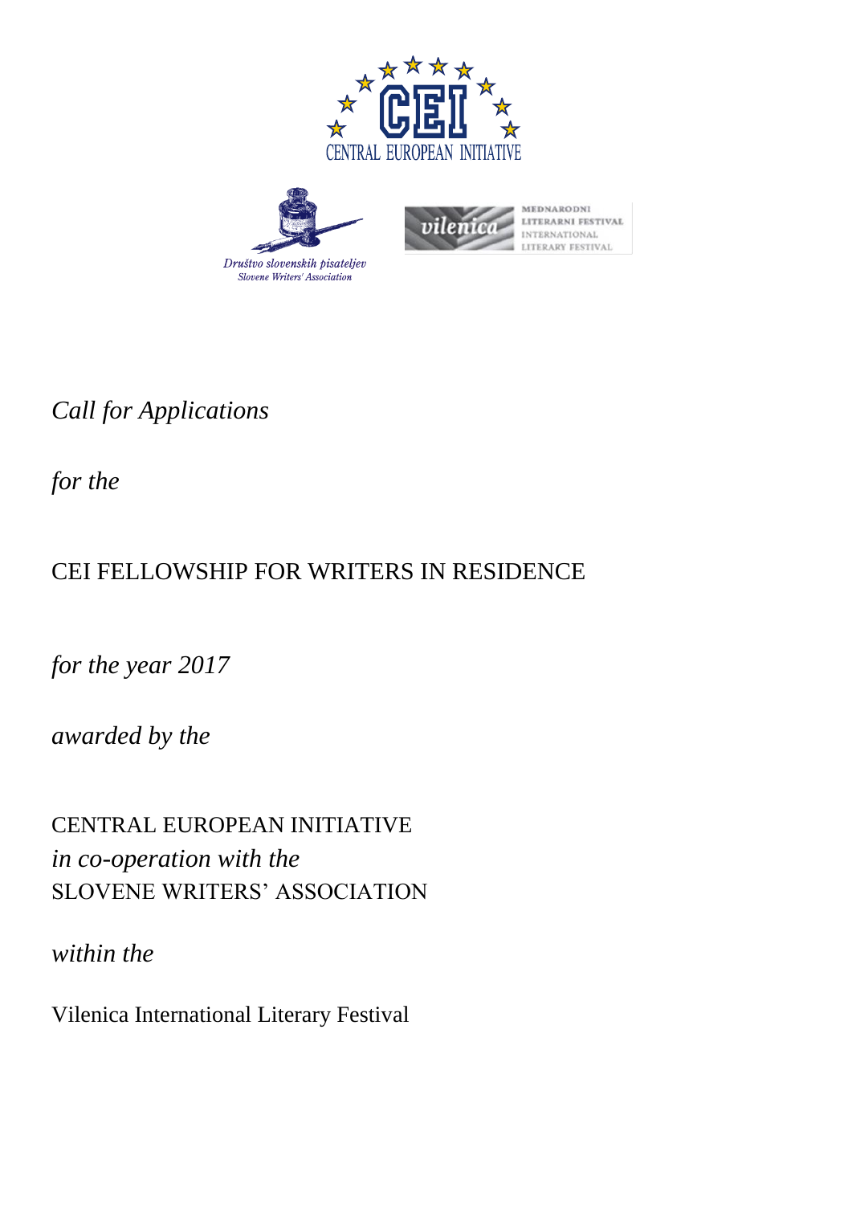CEI
CENTRAL EUROPEAN INITIATIVE

Društvo slovenskih pisateljev
Slovene Writers' Association

vilenica
MEDNARODNI LITERARNI FESTIVAL
INTERNATIONAL LITERARY FESTIVAL

*Call for Applications*

*for the*

CEI FELLOWSHIP FOR WRITERS IN RESIDENCE

*for the year 2017*

*awarded by the*

CENTRAL EUROPEAN INITIATIVE
*in co-operation with the*
SLOVENE WRITERS' ASSOCIATION

*within the*

Vilenica International Literary Festival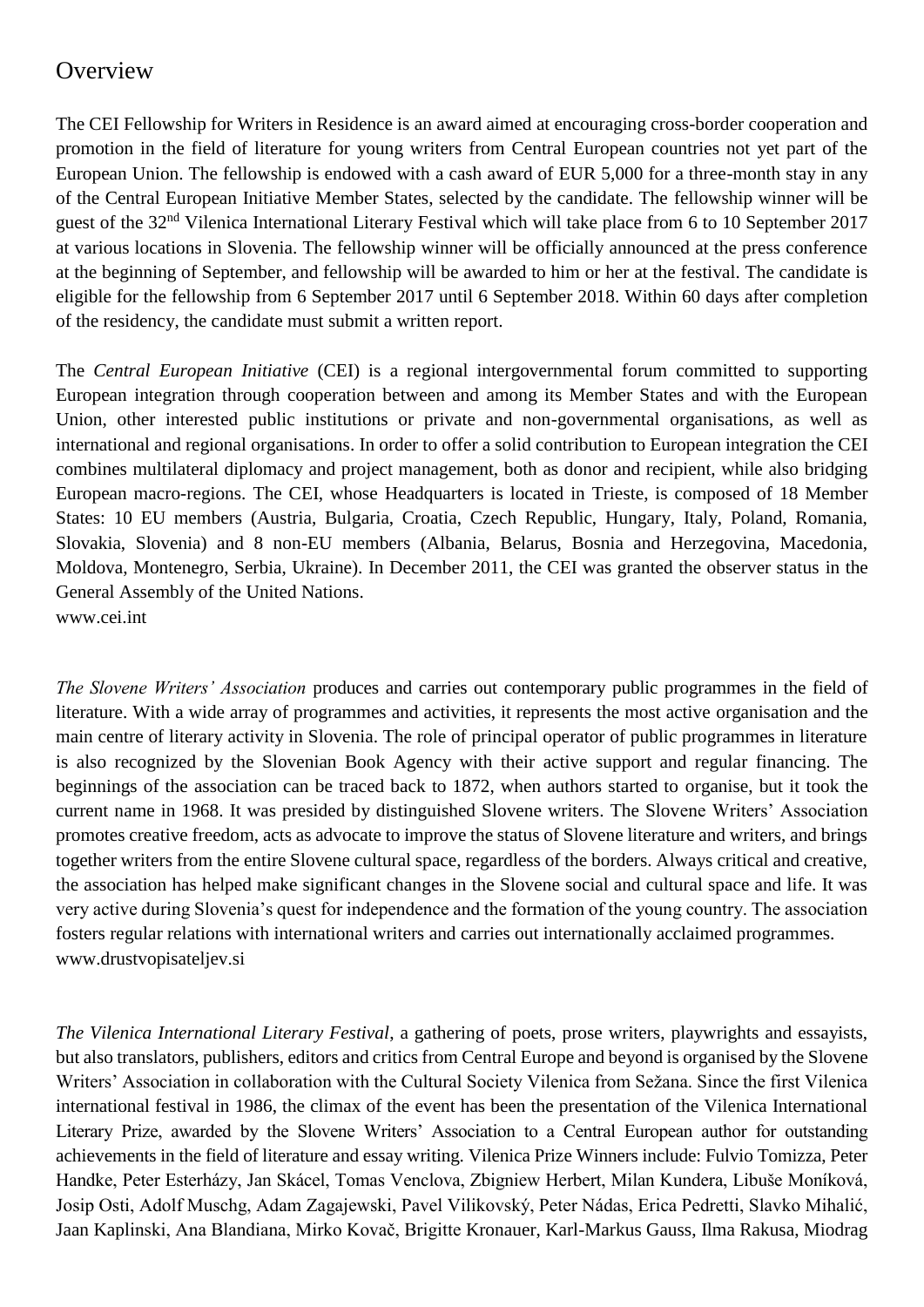## Overview

The CEI Fellowship for Writers in Residence is an award aimed at encouraging cross-border cooperation and promotion in the field of literature for young writers from Central European countries not yet part of the European Union. The fellowship is endowed with a cash award of EUR 5,000 for a three-month stay in any of the Central European Initiative Member States, selected by the candidate. The fellowship winner will be guest of the 32nd Vilenica International Literary Festival which will take place from 6 to 10 September 2017 at various locations in Slovenia. The fellowship winner will be officially announced at the press conference at the beginning of September, and fellowship will be awarded to him or her at the festival. The candidate is eligible for the fellowship from 6 September 2017 until 6 September 2018. Within 60 days after completion of the residency, the candidate must submit a written report.

The *Central European Initiative* (CEI) is a regional intergovernmental forum committed to supporting European integration through cooperation between and among its Member States and with the European Union, other interested public institutions or private and non-governmental organisations, as well as international and regional organisations. In order to offer a solid contribution to European integration the CEI combines multilateral diplomacy and project management, both as donor and recipient, while also bridging European macro-regions. The CEI, whose Headquarters is located in Trieste, is composed of 18 Member States: 10 EU members (Austria, Bulgaria, Croatia, Czech Republic, Hungary, Italy, Poland, Romania, Slovakia, Slovenia) and 8 non-EU members (Albania, Belarus, Bosnia and Herzegovina, Macedonia, Moldova, Montenegro, Serbia, Ukraine). In December 2011, the CEI was granted the observer status in the General Assembly of the United Nations.
www.cei.int

*The Slovene Writers' Association* produces and carries out contemporary public programmes in the field of literature. With a wide array of programmes and activities, it represents the most active organisation and the main centre of literary activity in Slovenia. The role of principal operator of public programmes in literature is also recognized by the Slovenian Book Agency with their active support and regular financing. The beginnings of the association can be traced back to 1872, when authors started to organise, but it took the current name in 1968. It was presided by distinguished Slovene writers. The Slovene Writers' Association promotes creative freedom, acts as advocate to improve the status of Slovene literature and writers, and brings together writers from the entire Slovene cultural space, regardless of the borders. Always critical and creative, the association has helped make significant changes in the Slovene social and cultural space and life. It was very active during Slovenia's quest for independence and the formation of the young country. The association fosters regular relations with international writers and carries out internationally acclaimed programmes.
www.drustvopisateljev.si

*The Vilenica International Literary Festival*, a gathering of poets, prose writers, playwrights and essayists, but also translators, publishers, editors and critics from Central Europe and beyond is organised by the Slovene Writers' Association in collaboration with the Cultural Society Vilenica from Sežana. Since the first Vilenica international festival in 1986, the climax of the event has been the presentation of the Vilenica International Literary Prize, awarded by the Slovene Writers' Association to a Central European author for outstanding achievements in the field of literature and essay writing. Vilenica Prize Winners include: Fulvio Tomizza, Peter Handke, Peter Esterházy, Jan Skácel, Tomas Venclova, Zbigniew Herbert, Milan Kundera, Libuše Moníková, Josip Osti, Adolf Muschg, Adam Zagajewski, Pavel Vilikovský, Peter Nádas, Erica Pedretti, Slavko Mihalić, Jaan Kaplinski, Ana Blandiana, Mirko Kovač, Brigitte Kronauer, Karl-Markus Gauss, Ilma Rakusa, Miodrag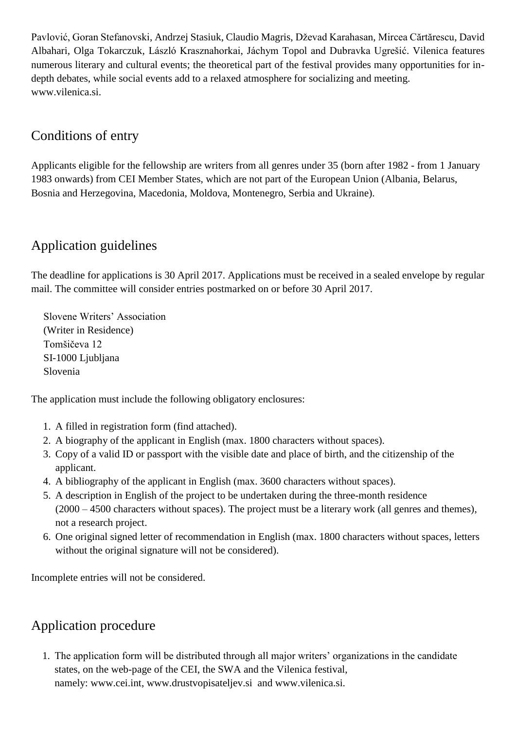Pavlović, Goran Stefanovski, Andrzej Stasiuk, Claudio Magris, Dževad Karahasan, Mircea Cărtărescu, David Albahari, Olga Tokarczuk, László Krasznahorkai, Jáchym Topol and Dubravka Ugrešić. Vilenica features numerous literary and cultural events; the theoretical part of the festival provides many opportunities for in-depth debates, while social events add to a relaxed atmosphere for socializing and meeting.
www.vilenica.si.

## Conditions of entry

Applicants eligible for the fellowship are writers from all genres under 35 (born after 1982 - from 1 January 1983 onwards) from CEI Member States, which are not part of the European Union (Albania, Belarus, Bosnia and Herzegovina, Macedonia, Moldova, Montenegro, Serbia and Ukraine).

## Application guidelines

The deadline for applications is 30 April 2017. Applications must be received in a sealed envelope by regular mail. The committee will consider entries postmarked on or before 30 April 2017.

Slovene Writers' Association
(Writer in Residence)
Tomšičeva 12
SI-1000 Ljubljana
Slovenia

The application must include the following obligatory enclosures:

1. A filled in registration form (find attached).
2. A biography of the applicant in English (max. 1800 characters without spaces).
3. Copy of a valid ID or passport with the visible date and place of birth, and the citizenship of the applicant.
4. A bibliography of the applicant in English (max. 3600 characters without spaces).
5. A description in English of the project to be undertaken during the three-month residence (2000 – 4500 characters without spaces). The project must be a literary work (all genres and themes), not a research project.
6. One original signed letter of recommendation in English (max. 1800 characters without spaces, letters without the original signature will not be considered).

Incomplete entries will not be considered.

## Application procedure

1. The application form will be distributed through all major writers' organizations in the candidate states, on the web-page of the CEI, the SWA and the Vilenica festival, namely: www.cei.int, www.drustvopisateljev.si and www.vilenica.si.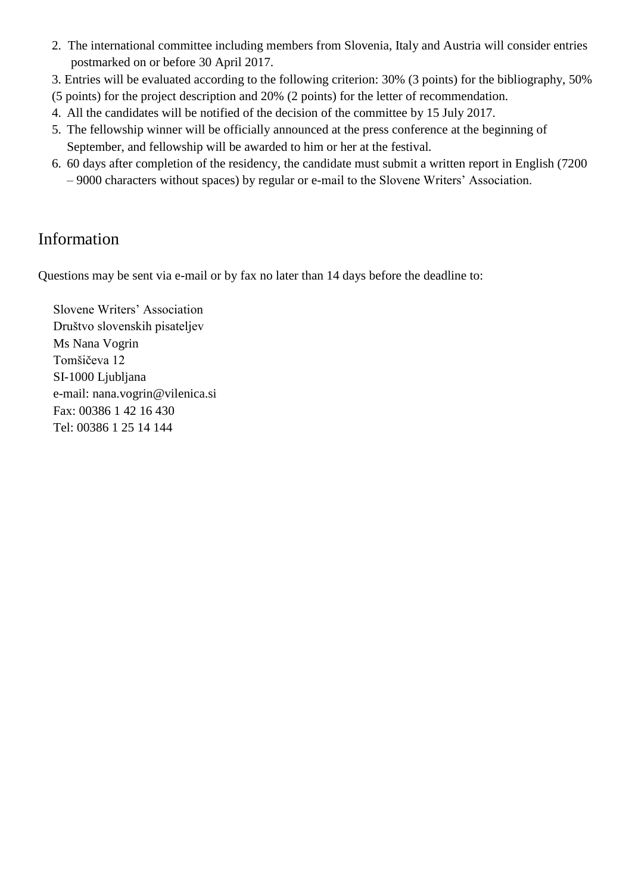2. The international committee including members from Slovenia, Italy and Austria will consider entries postmarked on or before 30 April 2017.
3. Entries will be evaluated according to the following criterion: 30% (3 points) for the bibliography, 50% (5 points) for the project description and 20% (2 points) for the letter of recommendation.
4. All the candidates will be notified of the decision of the committee by 15 July 2017.
5. The fellowship winner will be officially announced at the press conference at the beginning of September, and fellowship will be awarded to him or her at the festival.
6. 60 days after completion of the residency, the candidate must submit a written report in English (7200 – 9000 characters without spaces) by regular or e-mail to the Slovene Writers' Association.

## Information

Questions may be sent via e-mail or by fax no later than 14 days before the deadline to:

Slovene Writers' Association  
Društvo slovenskih pisateljev  
Ms Nana Vogrin  
Tomšičeva 12  
SI-1000 Ljubljana  
e-mail: nana.vogrin@vilenica.si  
Fax: 00386 1 42 16 430  
Tel: 00386 1 25 14 144